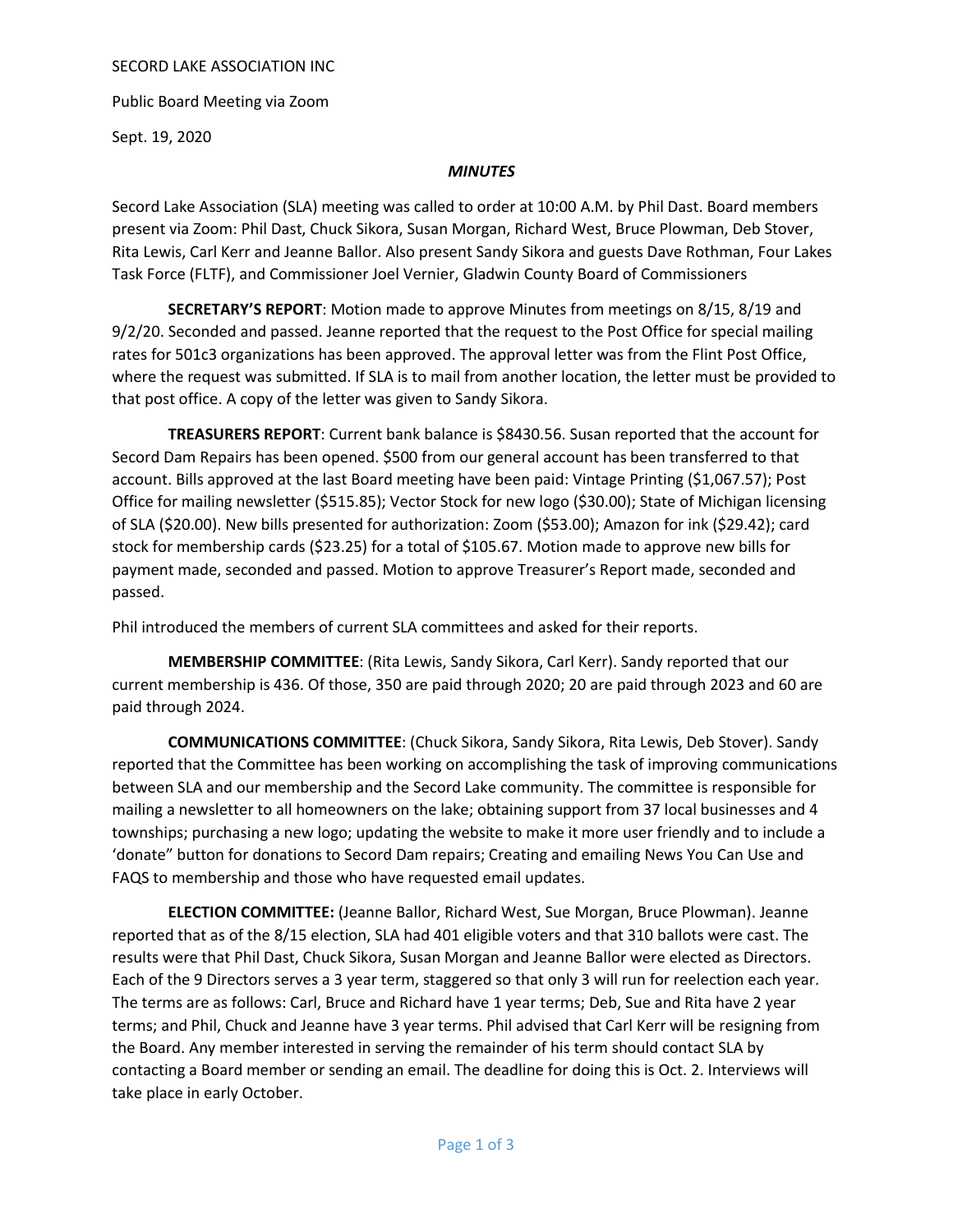SECORD LAKE ASSOCIATION INC

Public Board Meeting via Zoom

Sept. 19, 2020

***MINUTES***

Secord Lake Association (SLA) meeting was called to order at 10:00 A.M. by Phil Dast. Board members present via Zoom: Phil Dast, Chuck Sikora, Susan Morgan, Richard West, Bruce Plowman, Deb Stover, Rita Lewis, Carl Kerr and Jeanne Ballor. Also present Sandy Sikora and guests Dave Rothman, Four Lakes Task Force (FLTF), and Commissioner Joel Vernier, Gladwin County Board of Commissioners

**SECRETARY'S REPORT**: Motion made to approve Minutes from meetings on 8/15, 8/19 and 9/2/20. Seconded and passed. Jeanne reported that the request to the Post Office for special mailing rates for 501c3 organizations has been approved. The approval letter was from the Flint Post Office, where the request was submitted. If SLA is to mail from another location, the letter must be provided to that post office. A copy of the letter was given to Sandy Sikora.

**TREASURERS REPORT**: Current bank balance is $8430.56. Susan reported that the account for Secord Dam Repairs has been opened. $500 from our general account has been transferred to that account. Bills approved at the last Board meeting have been paid: Vintage Printing ($1,067.57); Post Office for mailing newsletter ($515.85); Vector Stock for new logo ($30.00); State of Michigan licensing of SLA ($20.00). New bills presented for authorization: Zoom ($53.00); Amazon for ink ($29.42); card stock for membership cards ($23.25) for a total of $105.67. Motion made to approve new bills for payment made, seconded and passed. Motion to approve Treasurer's Report made, seconded and passed.

Phil introduced the members of current SLA committees and asked for their reports.

**MEMBERSHIP COMMITTEE**: (Rita Lewis, Sandy Sikora, Carl Kerr). Sandy reported that our current membership is 436. Of those, 350 are paid through 2020; 20 are paid through 2023 and 60 are paid through 2024.

**COMMUNICATIONS COMMITTEE**: (Chuck Sikora, Sandy Sikora, Rita Lewis, Deb Stover). Sandy reported that the Committee has been working on accomplishing the task of improving communications between SLA and our membership and the Secord Lake community. The committee is responsible for mailing a newsletter to all homeowners on the lake; obtaining support from 37 local businesses and 4 townships; purchasing a new logo; updating the website to make it more user friendly and to include a 'donate" button for donations to Secord Dam repairs; Creating and emailing News You Can Use and FAQS to membership and those who have requested email updates.

**ELECTION COMMITTEE:** (Jeanne Ballor, Richard West, Sue Morgan, Bruce Plowman). Jeanne reported that as of the 8/15 election, SLA had 401 eligible voters and that 310 ballots were cast. The results were that Phil Dast, Chuck Sikora, Susan Morgan and Jeanne Ballor were elected as Directors. Each of the 9 Directors serves a 3 year term, staggered so that only 3 will run for reelection each year. The terms are as follows: Carl, Bruce and Richard have 1 year terms; Deb, Sue and Rita have 2 year terms; and Phil, Chuck and Jeanne have 3 year terms. Phil advised that Carl Kerr will be resigning from the Board. Any member interested in serving the remainder of his term should contact SLA by contacting a Board member or sending an email. The deadline for doing this is Oct. 2. Interviews will take place in early October.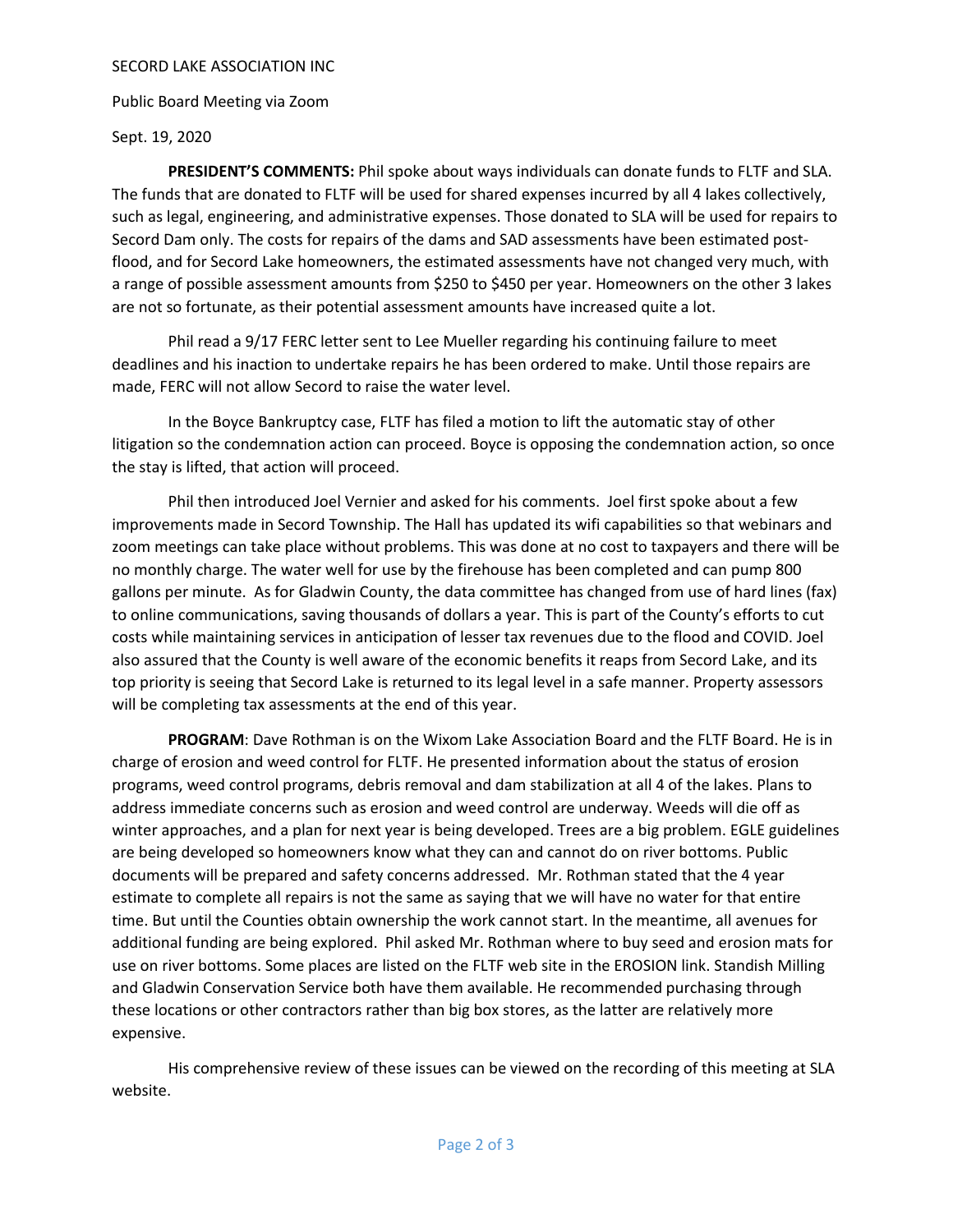SECORD LAKE ASSOCIATION INC

Public Board Meeting via Zoom

Sept. 19, 2020

**PRESIDENT'S COMMENTS:** Phil spoke about ways individuals can donate funds to FLTF and SLA. The funds that are donated to FLTF will be used for shared expenses incurred by all 4 lakes collectively, such as legal, engineering, and administrative expenses. Those donated to SLA will be used for repairs to Secord Dam only. The costs for repairs of the dams and SAD assessments have been estimated post-flood, and for Secord Lake homeowners, the estimated assessments have not changed very much, with a range of possible assessment amounts from $250 to $450 per year. Homeowners on the other 3 lakes are not so fortunate, as their potential assessment amounts have increased quite a lot.

Phil read a 9/17 FERC letter sent to Lee Mueller regarding his continuing failure to meet deadlines and his inaction to undertake repairs he has been ordered to make. Until those repairs are made, FERC will not allow Secord to raise the water level.

In the Boyce Bankruptcy case, FLTF has filed a motion to lift the automatic stay of other litigation so the condemnation action can proceed. Boyce is opposing the condemnation action, so once the stay is lifted, that action will proceed.

Phil then introduced Joel Vernier and asked for his comments. Joel first spoke about a few improvements made in Secord Township. The Hall has updated its wifi capabilities so that webinars and zoom meetings can take place without problems. This was done at no cost to taxpayers and there will be no monthly charge. The water well for use by the firehouse has been completed and can pump 800 gallons per minute. As for Gladwin County, the data committee has changed from use of hard lines (fax) to online communications, saving thousands of dollars a year. This is part of the County's efforts to cut costs while maintaining services in anticipation of lesser tax revenues due to the flood and COVID. Joel also assured that the County is well aware of the economic benefits it reaps from Secord Lake, and its top priority is seeing that Secord Lake is returned to its legal level in a safe manner. Property assessors will be completing tax assessments at the end of this year.

**PROGRAM**: Dave Rothman is on the Wixom Lake Association Board and the FLTF Board. He is in charge of erosion and weed control for FLTF. He presented information about the status of erosion programs, weed control programs, debris removal and dam stabilization at all 4 of the lakes. Plans to address immediate concerns such as erosion and weed control are underway. Weeds will die off as winter approaches, and a plan for next year is being developed. Trees are a big problem. EGLE guidelines are being developed so homeowners know what they can and cannot do on river bottoms. Public documents will be prepared and safety concerns addressed. Mr. Rothman stated that the 4 year estimate to complete all repairs is not the same as saying that we will have no water for that entire time. But until the Counties obtain ownership the work cannot start. In the meantime, all avenues for additional funding are being explored. Phil asked Mr. Rothman where to buy seed and erosion mats for use on river bottoms. Some places are listed on the FLTF web site in the EROSION link. Standish Milling and Gladwin Conservation Service both have them available. He recommended purchasing through these locations or other contractors rather than big box stores, as the latter are relatively more expensive.

His comprehensive review of these issues can be viewed on the recording of this meeting at SLA website.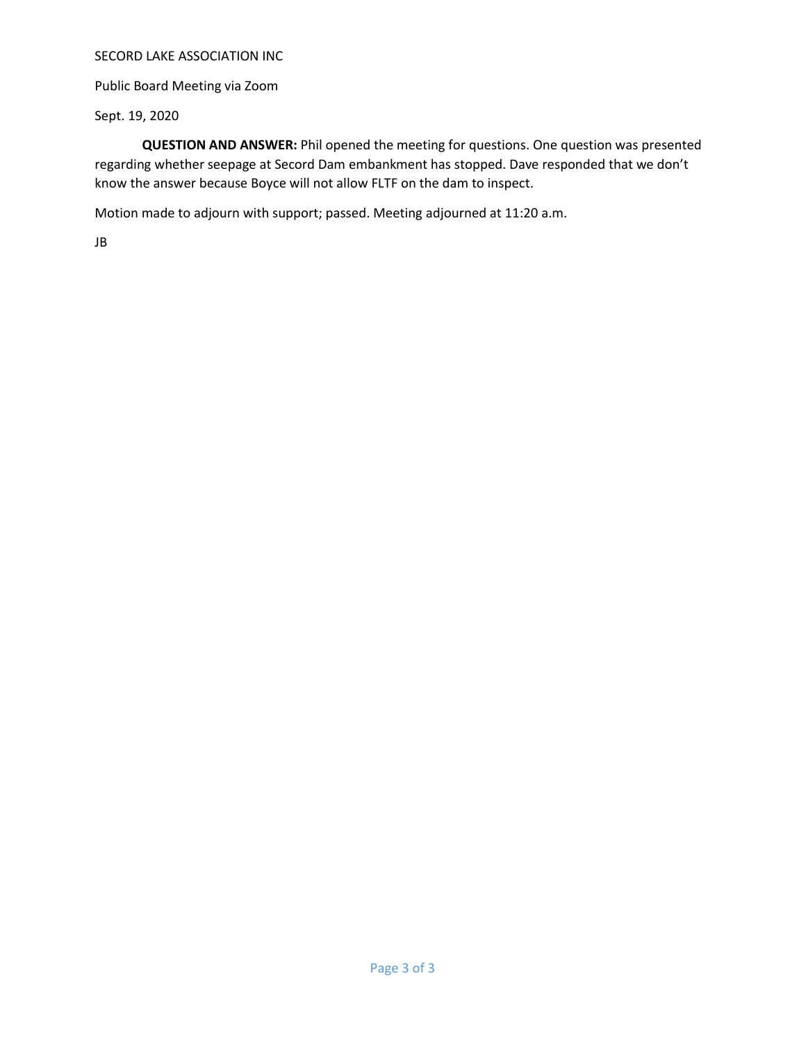SECORD LAKE ASSOCIATION INC

Public Board Meeting via Zoom

Sept. 19, 2020

**QUESTION AND ANSWER:** Phil opened the meeting for questions. One question was presented regarding whether seepage at Secord Dam embankment has stopped. Dave responded that we don't know the answer because Boyce will not allow FLTF on the dam to inspect.

Motion made to adjourn with support; passed. Meeting adjourned at 11:20 a.m.

JB